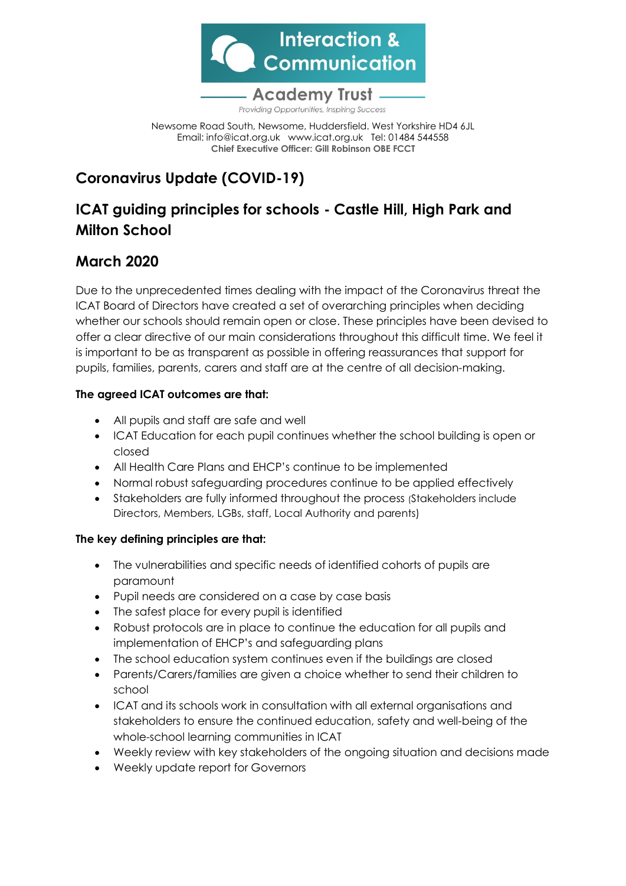**Interaction & Communication**

**Academy Trust**

*Providing Opportunities, Inspiring Success*

Newsome Road South, Newsome, Huddersfield. West Yorkshire HD4 6JL
Email: info@icat.org.uk www.icat.org.uk Tel: 01484 544558
**Chief Executive Officer: Gill Robinson OBE FCCT**

## Coronavirus Update (COVID-19)

## ICAT guiding principles for schools - Castle Hill, High Park and Milton School

## March 2020

Due to the unprecedented times dealing with the impact of the Coronavirus threat the ICAT Board of Directors have created a set of overarching principles when deciding whether our schools should remain open or close. These principles have been devised to offer a clear directive of our main considerations throughout this difficult time. We feel it is important to be as transparent as possible in offering reassurances that support for pupils, families, parents, carers and staff are at the centre of all decision-making.

**The agreed ICAT outcomes are that:**

- All pupils and staff are safe and well
- ICAT Education for each pupil continues whether the school building is open or closed
- All Health Care Plans and EHCP's continue to be implemented
- Normal robust safeguarding procedures continue to be applied effectively
- Stakeholders are fully informed throughout the process (Stakeholders include Directors, Members, LGBs, staff, Local Authority and parents)

**The key defining principles are that:**

- The vulnerabilities and specific needs of identified cohorts of pupils are paramount
- Pupil needs are considered on a case by case basis
- The safest place for every pupil is identified
- Robust protocols are in place to continue the education for all pupils and implementation of EHCP's and safeguarding plans
- The school education system continues even if the buildings are closed
- Parents/Carers/families are given a choice whether to send their children to school
- ICAT and its schools work in consultation with all external organisations and stakeholders to ensure the continued education, safety and well-being of the whole-school learning communities in ICAT
- Weekly review with key stakeholders of the ongoing situation and decisions made
- Weekly update report for Governors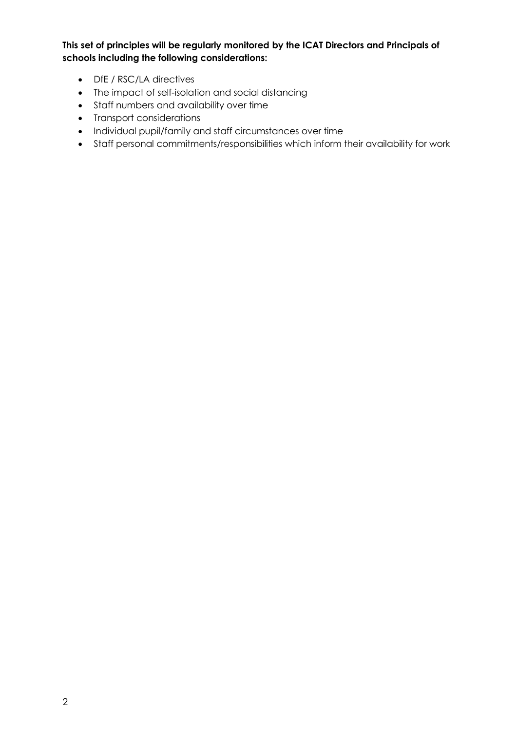**This set of principles will be regularly monitored by the ICAT Directors and Principals of schools including the following considerations:**

- DfE / RSC/LA directives
- The impact of self-isolation and social distancing
- Staff numbers and availability over time
- Transport considerations
- Individual pupil/family and staff circumstances over time
- Staff personal commitments/responsibilities which inform their availability for work